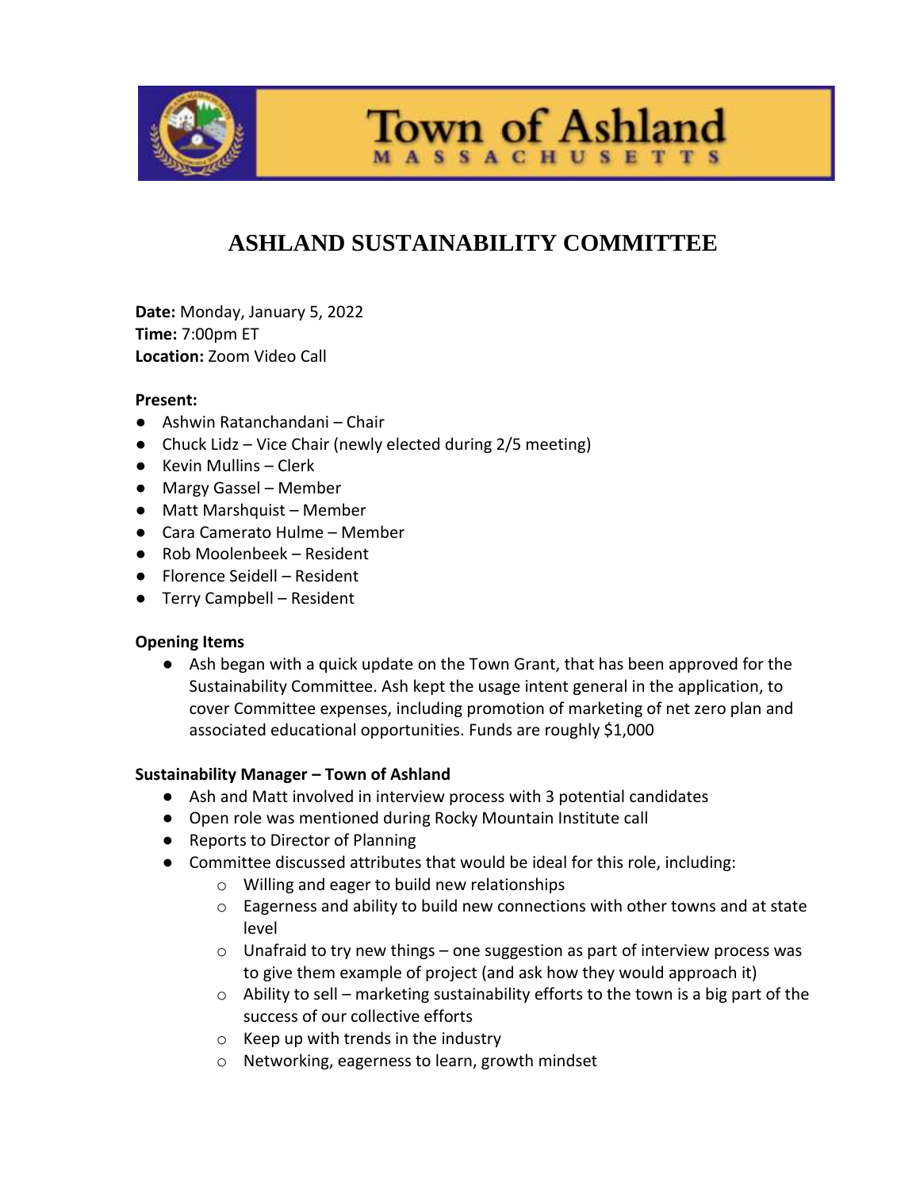# Town of Ashland

MASSACHUSETTS

## ASHLAND SUSTAINABILITY COMMITTEE

**Date:** Monday, January 5, 2022
**Time:** 7:00pm ET
**Location:** Zoom Video Call

**Present:**

- Ashwin Ratanchandani – Chair
- Chuck Lidz – Vice Chair (newly elected during 2/5 meeting)
- Kevin Mullins – Clerk
- Margy Gassel – Member
- Matt Marshquist – Member
- Cara Camerato Hulme – Member
- Rob Moolenbeek – Resident
- Florence Seidell – Resident
- Terry Campbell – Resident

**Opening Items**

- Ash began with a quick update on the Town Grant, that has been approved for the Sustainability Committee. Ash kept the usage intent general in the application, to cover Committee expenses, including promotion of marketing of net zero plan and associated educational opportunities. Funds are roughly $1,000

**Sustainability Manager – Town of Ashland**

- Ash and Matt involved in interview process with 3 potential candidates
- Open role was mentioned during Rocky Mountain Institute call
- Reports to Director of Planning
- Committee discussed attributes that would be ideal for this role, including:
  - Willing and eager to build new relationships
  - Eagerness and ability to build new connections with other towns and at state level
  - Unafraid to try new things – one suggestion as part of interview process was to give them example of project (and ask how they would approach it)
  - Ability to sell – marketing sustainability efforts to the town is a big part of the success of our collective efforts
  - Keep up with trends in the industry
  - Networking, eagerness to learn, growth mindset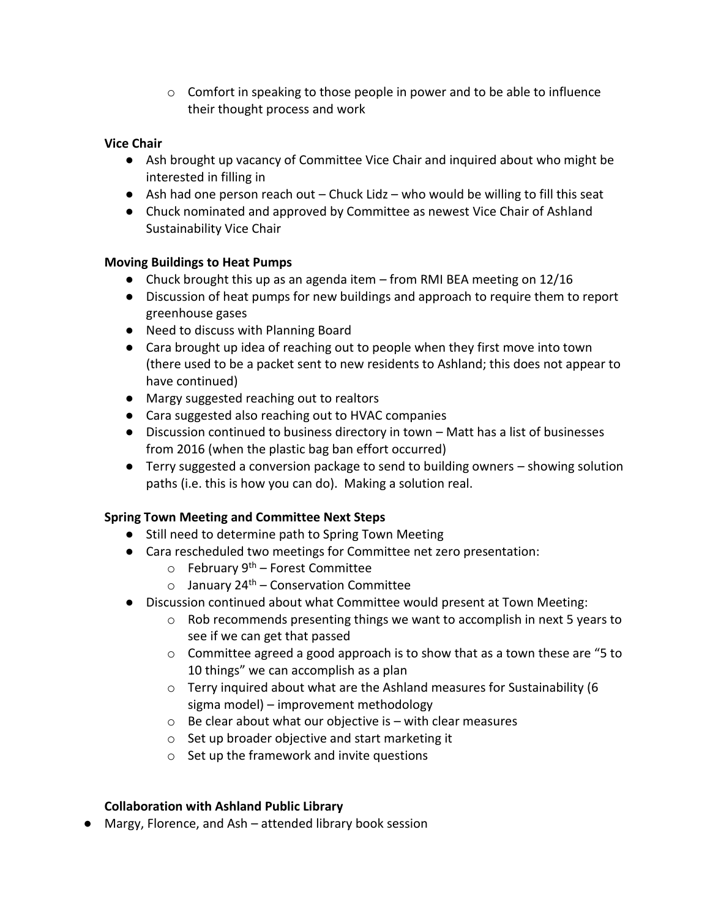- Comfort in speaking to those people in power and to be able to influence their thought process and work

**Vice Chair**

- Ash brought up vacancy of Committee Vice Chair and inquired about who might be interested in filling in
- Ash had one person reach out – Chuck Lidz – who would be willing to fill this seat
- Chuck nominated and approved by Committee as newest Vice Chair of Ashland Sustainability Vice Chair

**Moving Buildings to Heat Pumps**

- Chuck brought this up as an agenda item – from RMI BEA meeting on 12/16
- Discussion of heat pumps for new buildings and approach to require them to report greenhouse gases
- Need to discuss with Planning Board
- Cara brought up idea of reaching out to people when they first move into town (there used to be a packet sent to new residents to Ashland; this does not appear to have continued)
- Margy suggested reaching out to realtors
- Cara suggested also reaching out to HVAC companies
- Discussion continued to business directory in town – Matt has a list of businesses from 2016 (when the plastic bag ban effort occurred)
- Terry suggested a conversion package to send to building owners – showing solution paths (i.e. this is how you can do). Making a solution real.

**Spring Town Meeting and Committee Next Steps**

- Still need to determine path to Spring Town Meeting
- Cara rescheduled two meetings for Committee net zero presentation:
  - February 9th – Forest Committee
  - January 24th – Conservation Committee
- Discussion continued about what Committee would present at Town Meeting:
  - Rob recommends presenting things we want to accomplish in next 5 years to see if we can get that passed
  - Committee agreed a good approach is to show that as a town these are "5 to 10 things" we can accomplish as a plan
  - Terry inquired about what are the Ashland measures for Sustainability (6 sigma model) – improvement methodology
  - Be clear about what our objective is – with clear measures
  - Set up broader objective and start marketing it
  - Set up the framework and invite questions

**Collaboration with Ashland Public Library**

- Margy, Florence, and Ash – attended library book session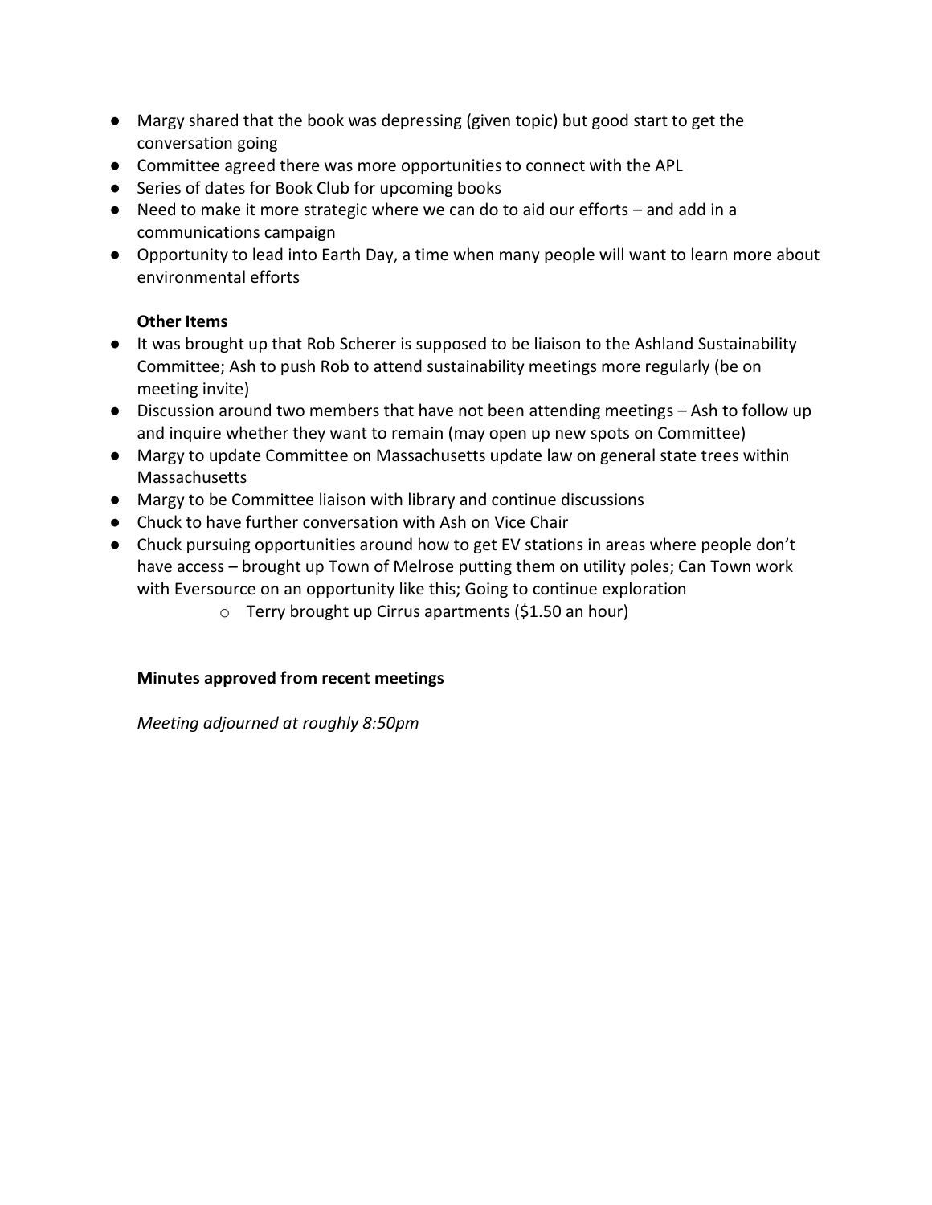- Margy shared that the book was depressing (given topic) but good start to get the conversation going
- Committee agreed there was more opportunities to connect with the APL
- Series of dates for Book Club for upcoming books
- Need to make it more strategic where we can do to aid our efforts – and add in a communications campaign
- Opportunity to lead into Earth Day, a time when many people will want to learn more about environmental efforts

**Other Items**

- It was brought up that Rob Scherer is supposed to be liaison to the Ashland Sustainability Committee; Ash to push Rob to attend sustainability meetings more regularly (be on meeting invite)
- Discussion around two members that have not been attending meetings – Ash to follow up and inquire whether they want to remain (may open up new spots on Committee)
- Margy to update Committee on Massachusetts update law on general state trees within Massachusetts
- Margy to be Committee liaison with library and continue discussions
- Chuck to have further conversation with Ash on Vice Chair
- Chuck pursuing opportunities around how to get EV stations in areas where people don't have access – brought up Town of Melrose putting them on utility poles; Can Town work with Eversource on an opportunity like this; Going to continue exploration
    - Terry brought up Cirrus apartments ($1.50 an hour)

**Minutes approved from recent meetings**

*Meeting adjourned at roughly 8:50pm*